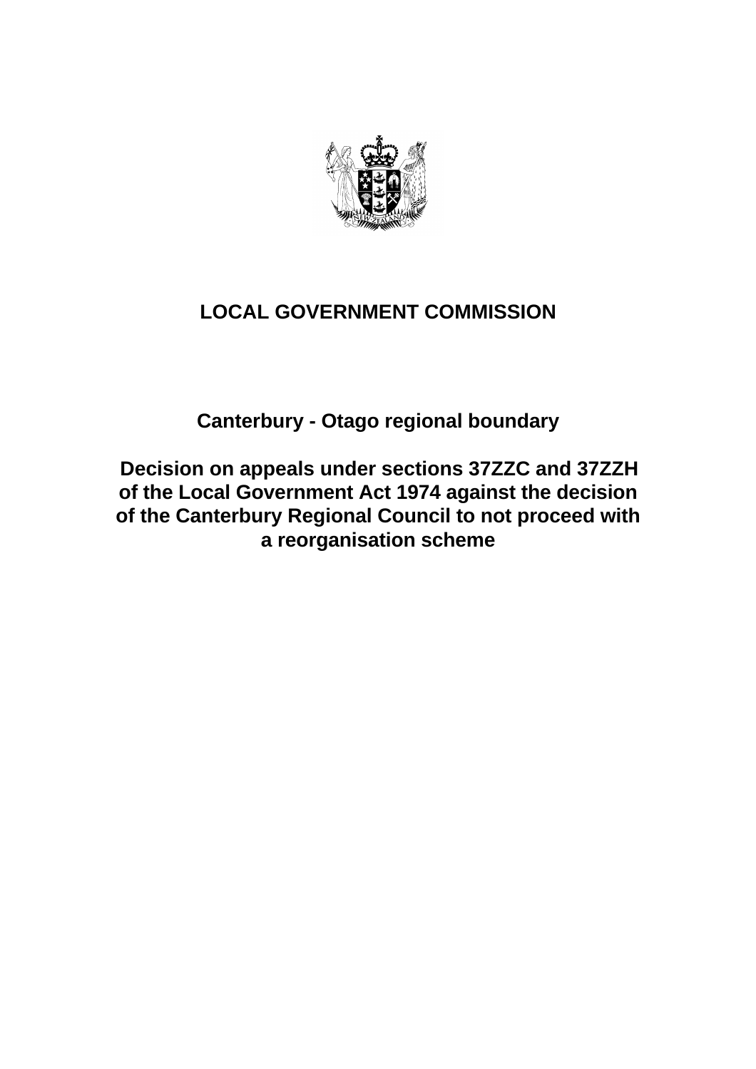# LOCAL GOVERNMENT COMMISSION

## Canterbury - Otago regional boundary

## Decision on appeals under sections 37ZZC and 37ZZH of the Local Government Act 1974 against the decision of the Canterbury Regional Council to not proceed with a reorganisation scheme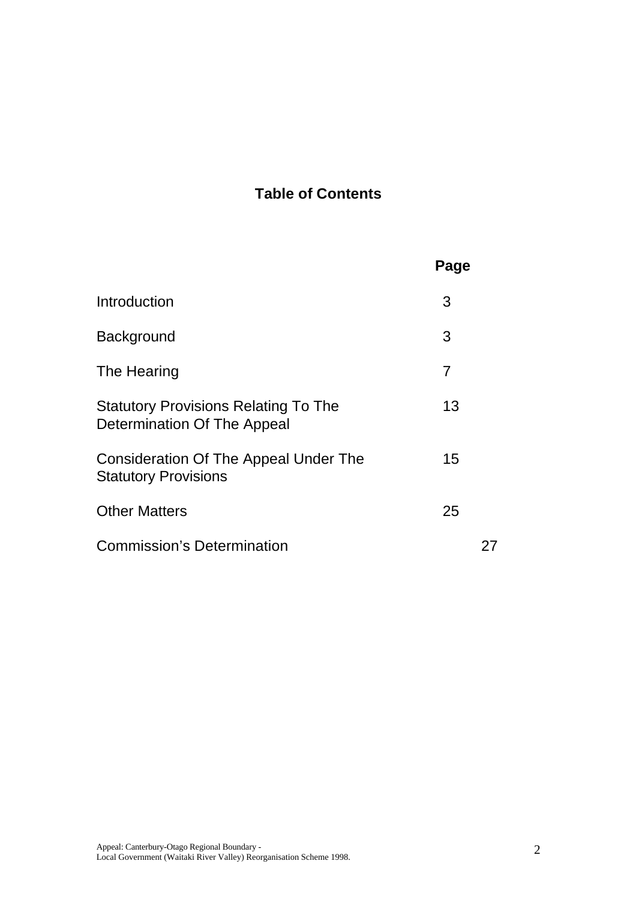## Table of Contents

| | Page |
|---|---|
| Introduction | 3 |
| Background | 3 |
| The Hearing | 7 |
| Statutory Provisions Relating To The Determination Of The Appeal | 13 |
| Consideration Of The Appeal Under The Statutory Provisions | 15 |
| Other Matters | 25 |
| Commission's Determination | 27 |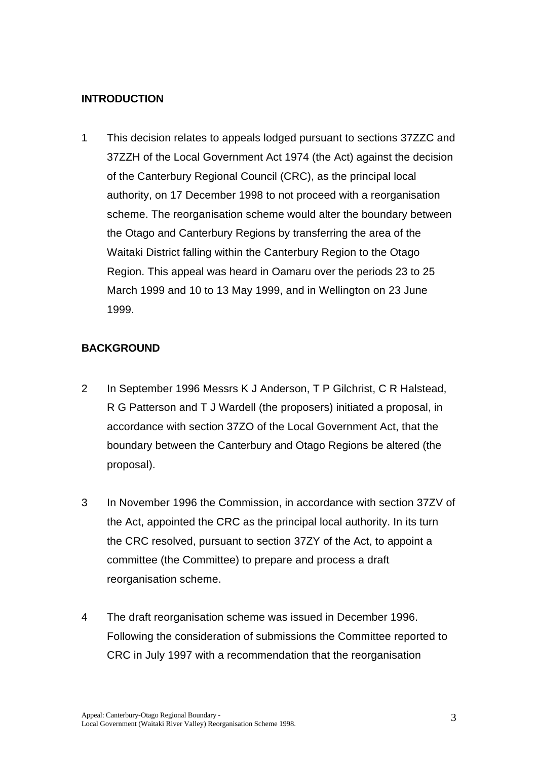## INTRODUCTION

1 This decision relates to appeals lodged pursuant to sections 37ZZC and 37ZZH of the Local Government Act 1974 (the Act) against the decision of the Canterbury Regional Council (CRC), as the principal local authority, on 17 December 1998 to not proceed with a reorganisation scheme. The reorganisation scheme would alter the boundary between the Otago and Canterbury Regions by transferring the area of the Waitaki District falling within the Canterbury Region to the Otago Region. This appeal was heard in Oamaru over the periods 23 to 25 March 1999 and 10 to 13 May 1999, and in Wellington on 23 June 1999.

## BACKGROUND

2 In September 1996 Messrs K J Anderson, T P Gilchrist, C R Halstead, R G Patterson and T J Wardell (the proposers) initiated a proposal, in accordance with section 37ZO of the Local Government Act, that the boundary between the Canterbury and Otago Regions be altered (the proposal).

3 In November 1996 the Commission, in accordance with section 37ZV of the Act, appointed the CRC as the principal local authority. In its turn the CRC resolved, pursuant to section 37ZY of the Act, to appoint a committee (the Committee) to prepare and process a draft reorganisation scheme.

4 The draft reorganisation scheme was issued in December 1996. Following the consideration of submissions the Committee reported to CRC in July 1997 with a recommendation that the reorganisation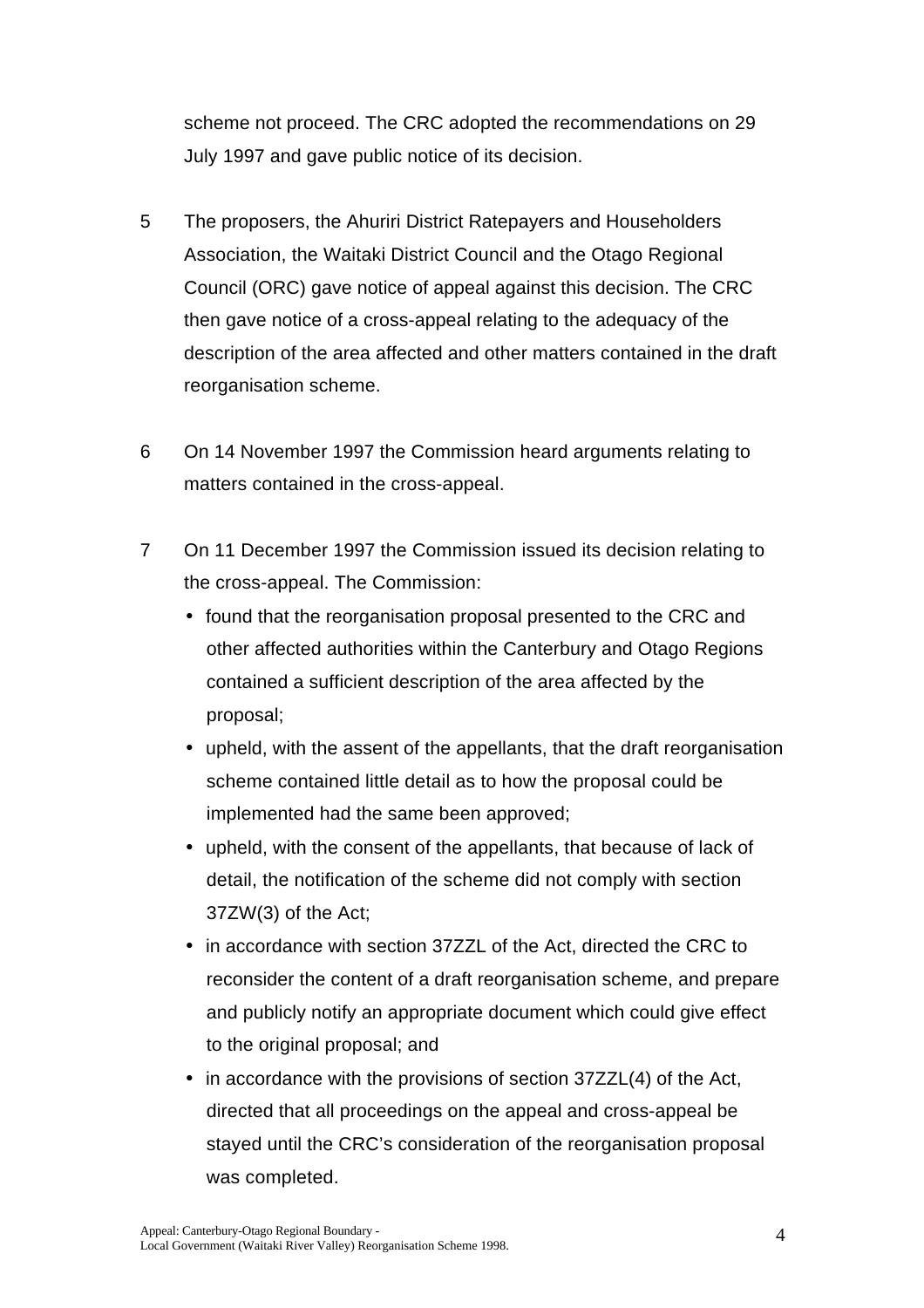scheme not proceed. The CRC adopted the recommendations on 29 July 1997 and gave public notice of its decision.

5 The proposers, the Ahuriri District Ratepayers and Householders Association, the Waitaki District Council and the Otago Regional Council (ORC) gave notice of appeal against this decision. The CRC then gave notice of a cross-appeal relating to the adequacy of the description of the area affected and other matters contained in the draft reorganisation scheme.

6 On 14 November 1997 the Commission heard arguments relating to matters contained in the cross-appeal.

7 On 11 December 1997 the Commission issued its decision relating to the cross-appeal. The Commission:

- found that the reorganisation proposal presented to the CRC and other affected authorities within the Canterbury and Otago Regions contained a sufficient description of the area affected by the proposal;
- upheld, with the assent of the appellants, that the draft reorganisation scheme contained little detail as to how the proposal could be implemented had the same been approved;
- upheld, with the consent of the appellants, that because of lack of detail, the notification of the scheme did not comply with section 37ZW(3) of the Act;
- in accordance with section 37ZZL of the Act, directed the CRC to reconsider the content of a draft reorganisation scheme, and prepare and publicly notify an appropriate document which could give effect to the original proposal; and
- in accordance with the provisions of section 37ZZL(4) of the Act, directed that all proceedings on the appeal and cross-appeal be stayed until the CRC's consideration of the reorganisation proposal was completed.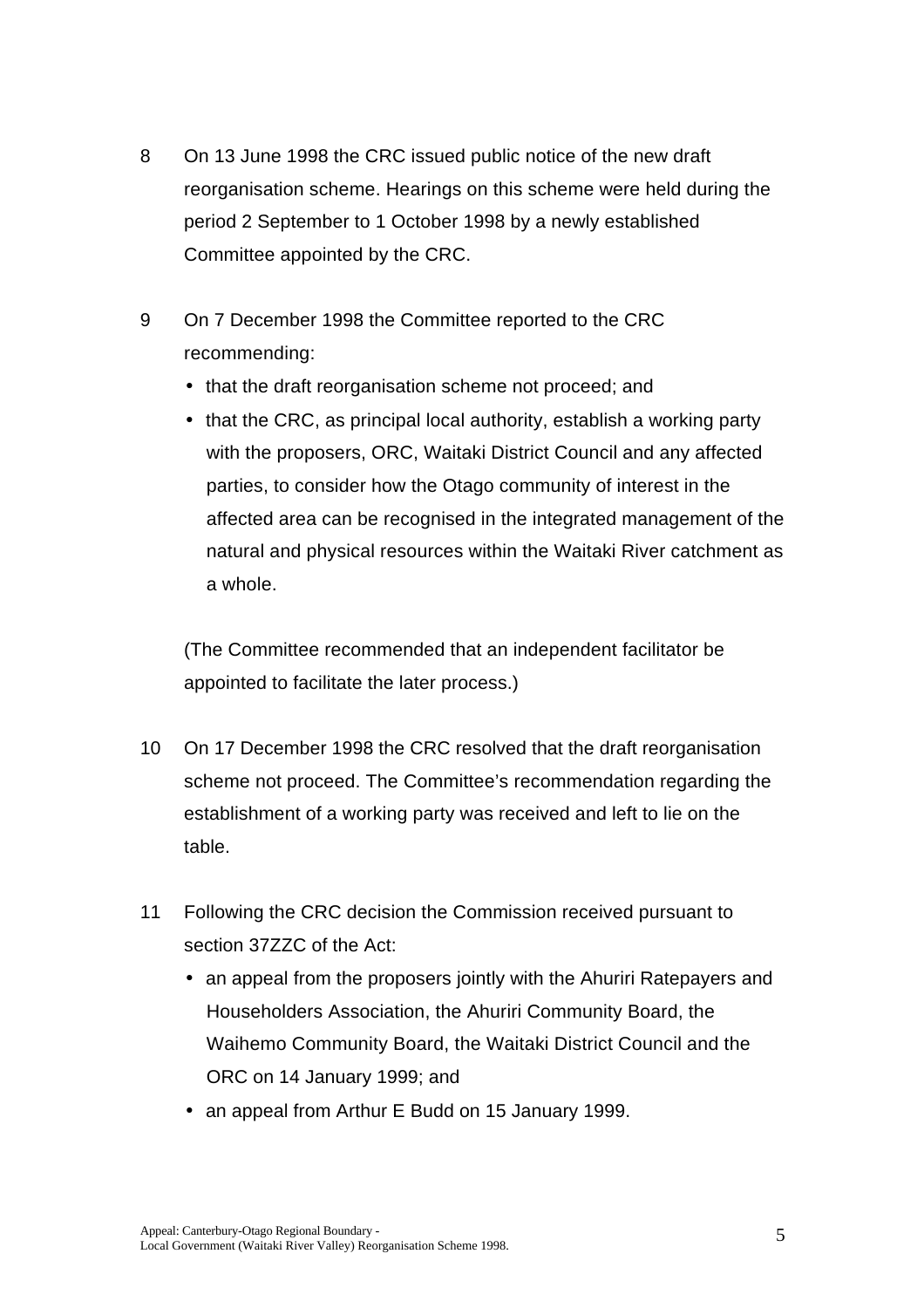8 On 13 June 1998 the CRC issued public notice of the new draft reorganisation scheme. Hearings on this scheme were held during the period 2 September to 1 October 1998 by a newly established Committee appointed by the CRC.

9 On 7 December 1998 the Committee reported to the CRC recommending:

- that the draft reorganisation scheme not proceed; and
- that the CRC, as principal local authority, establish a working party with the proposers, ORC, Waitaki District Council and any affected parties, to consider how the Otago community of interest in the affected area can be recognised in the integrated management of the natural and physical resources within the Waitaki River catchment as a whole.

(The Committee recommended that an independent facilitator be appointed to facilitate the later process.)

10 On 17 December 1998 the CRC resolved that the draft reorganisation scheme not proceed. The Committee's recommendation regarding the establishment of a working party was received and left to lie on the table.

11 Following the CRC decision the Commission received pursuant to section 37ZZC of the Act:

- an appeal from the proposers jointly with the Ahuriri Ratepayers and Householders Association, the Ahuriri Community Board, the Waihemo Community Board, the Waitaki District Council and the ORC on 14 January 1999; and
- an appeal from Arthur E Budd on 15 January 1999.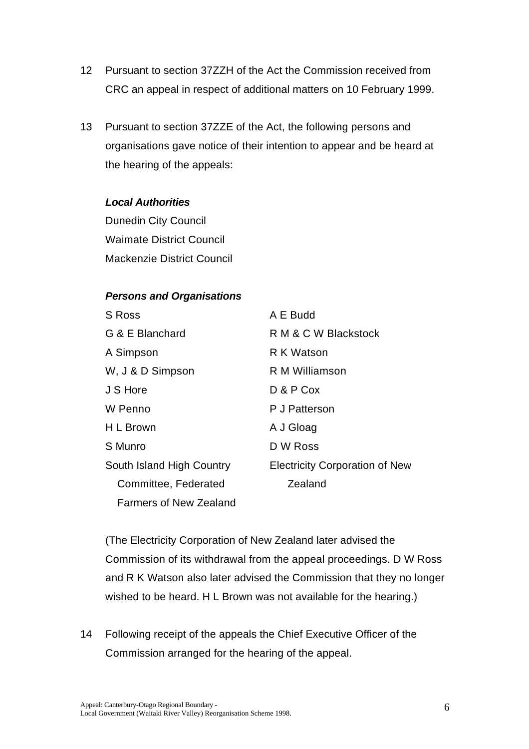12 Pursuant to section 37ZZH of the Act the Commission received from CRC an appeal in respect of additional matters on 10 February 1999.

13 Pursuant to section 37ZZE of the Act, the following persons and organisations gave notice of their intention to appear and be heard at the hearing of the appeals:

***Local Authorities***

Dunedin City Council
Waimate District Council
Mackenzie District Council

***Persons and Organisations***

S Ross
G & E Blanchard
A Simpson
W, J & D Simpson
J S Hore
W Penno
H L Brown
S Munro
South Island High Country Committee, Federated Farmers of New Zealand
A E Budd
R M & C W Blackstock
R K Watson
R M Williamson
D & P Cox
P J Patterson
A J Gloag
D W Ross
Electricity Corporation of New Zealand

(The Electricity Corporation of New Zealand later advised the Commission of its withdrawal from the appeal proceedings. D W Ross and R K Watson also later advised the Commission that they no longer wished to be heard. H L Brown was not available for the hearing.)

14 Following receipt of the appeals the Chief Executive Officer of the Commission arranged for the hearing of the appeal.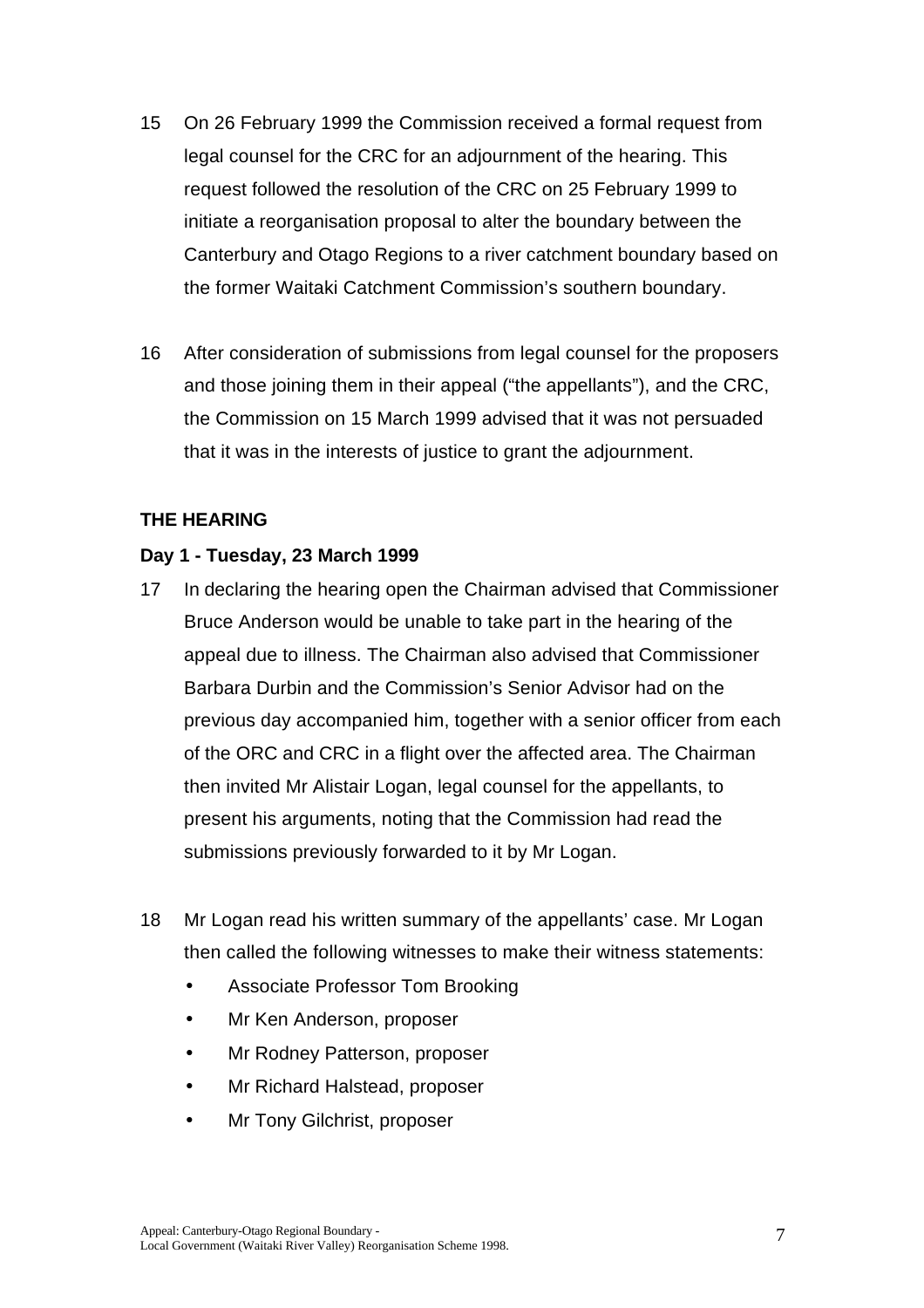15 On 26 February 1999 the Commission received a formal request from legal counsel for the CRC for an adjournment of the hearing. This request followed the resolution of the CRC on 25 February 1999 to initiate a reorganisation proposal to alter the boundary between the Canterbury and Otago Regions to a river catchment boundary based on the former Waitaki Catchment Commission's southern boundary.

16 After consideration of submissions from legal counsel for the proposers and those joining them in their appeal ("the appellants"), and the CRC, the Commission on 15 March 1999 advised that it was not persuaded that it was in the interests of justice to grant the adjournment.

**THE HEARING**

**Day 1 - Tuesday, 23 March 1999**

17 In declaring the hearing open the Chairman advised that Commissioner Bruce Anderson would be unable to take part in the hearing of the appeal due to illness. The Chairman also advised that Commissioner Barbara Durbin and the Commission's Senior Advisor had on the previous day accompanied him, together with a senior officer from each of the ORC and CRC in a flight over the affected area. The Chairman then invited Mr Alistair Logan, legal counsel for the appellants, to present his arguments, noting that the Commission had read the submissions previously forwarded to it by Mr Logan.

18 Mr Logan read his written summary of the appellants' case. Mr Logan then called the following witnesses to make their witness statements:

- Associate Professor Tom Brooking
- Mr Ken Anderson, proposer
- Mr Rodney Patterson, proposer
- Mr Richard Halstead, proposer
- Mr Tony Gilchrist, proposer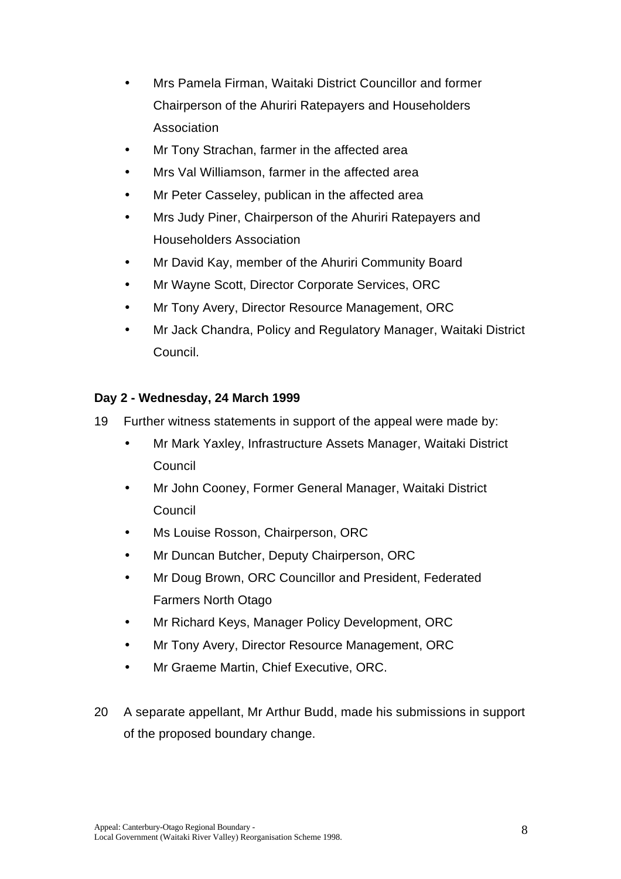- Mrs Pamela Firman, Waitaki District Councillor and former Chairperson of the Ahuriri Ratepayers and Householders Association
- Mr Tony Strachan, farmer in the affected area
- Mrs Val Williamson, farmer in the affected area
- Mr Peter Casseley, publican in the affected area
- Mrs Judy Piner, Chairperson of the Ahuriri Ratepayers and Householders Association
- Mr David Kay, member of the Ahuriri Community Board
- Mr Wayne Scott, Director Corporate Services, ORC
- Mr Tony Avery, Director Resource Management, ORC
- Mr Jack Chandra, Policy and Regulatory Manager, Waitaki District Council.

**Day 2 - Wednesday, 24 March 1999**

19 Further witness statements in support of the appeal were made by:

- Mr Mark Yaxley, Infrastructure Assets Manager, Waitaki District Council
- Mr John Cooney, Former General Manager, Waitaki District Council
- Ms Louise Rosson, Chairperson, ORC
- Mr Duncan Butcher, Deputy Chairperson, ORC
- Mr Doug Brown, ORC Councillor and President, Federated Farmers North Otago
- Mr Richard Keys, Manager Policy Development, ORC
- Mr Tony Avery, Director Resource Management, ORC
- Mr Graeme Martin, Chief Executive, ORC.

20 A separate appellant, Mr Arthur Budd, made his submissions in support of the proposed boundary change.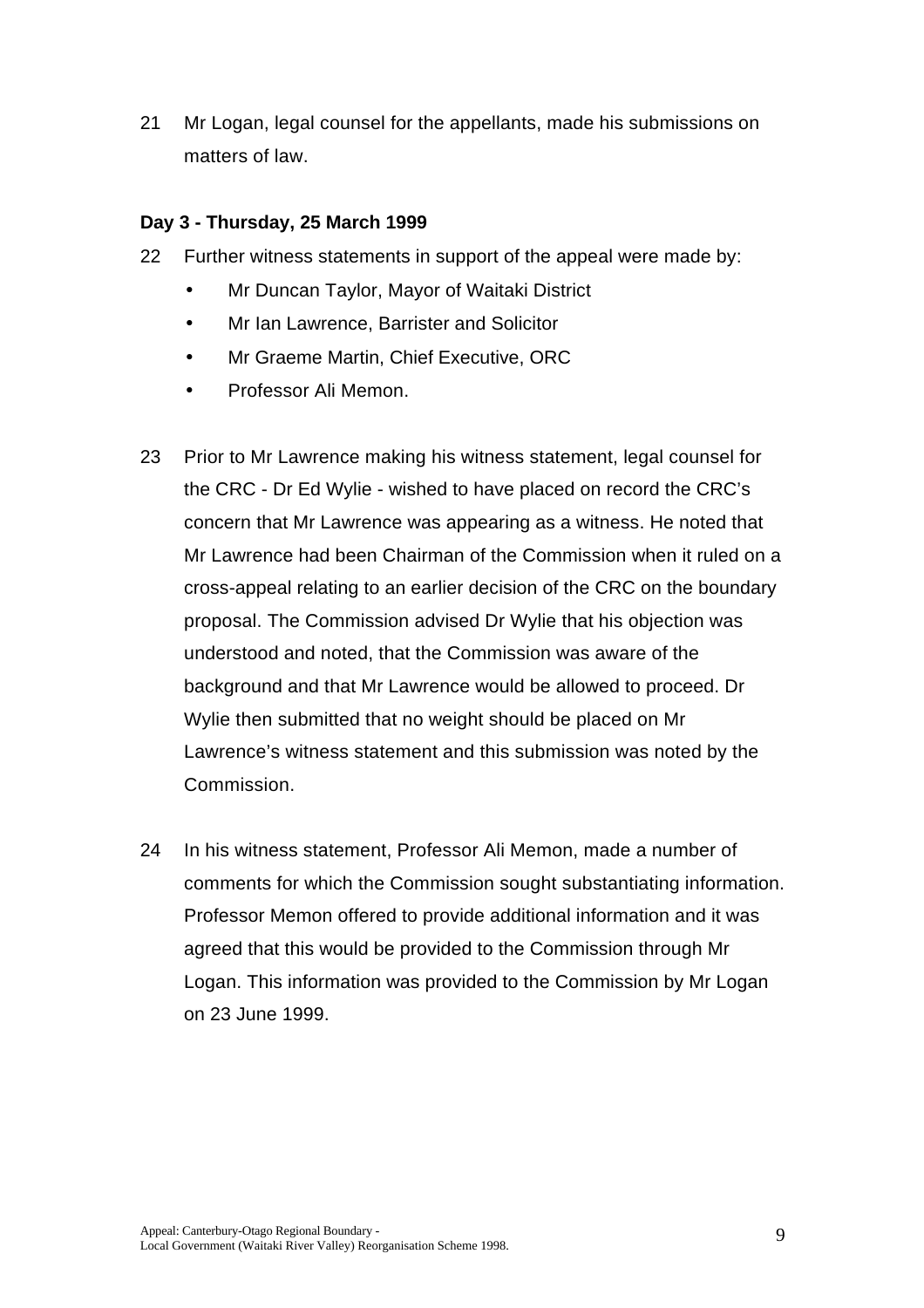21 Mr Logan, legal counsel for the appellants, made his submissions on matters of law.

**Day 3 - Thursday, 25 March 1999**

22 Further witness statements in support of the appeal were made by:

- Mr Duncan Taylor, Mayor of Waitaki District
- Mr Ian Lawrence, Barrister and Solicitor
- Mr Graeme Martin, Chief Executive, ORC
- Professor Ali Memon.

23 Prior to Mr Lawrence making his witness statement, legal counsel for the CRC - Dr Ed Wylie - wished to have placed on record the CRC's concern that Mr Lawrence was appearing as a witness. He noted that Mr Lawrence had been Chairman of the Commission when it ruled on a cross-appeal relating to an earlier decision of the CRC on the boundary proposal. The Commission advised Dr Wylie that his objection was understood and noted, that the Commission was aware of the background and that Mr Lawrence would be allowed to proceed. Dr Wylie then submitted that no weight should be placed on Mr Lawrence's witness statement and this submission was noted by the Commission.

24 In his witness statement, Professor Ali Memon, made a number of comments for which the Commission sought substantiating information. Professor Memon offered to provide additional information and it was agreed that this would be provided to the Commission through Mr Logan. This information was provided to the Commission by Mr Logan on 23 June 1999.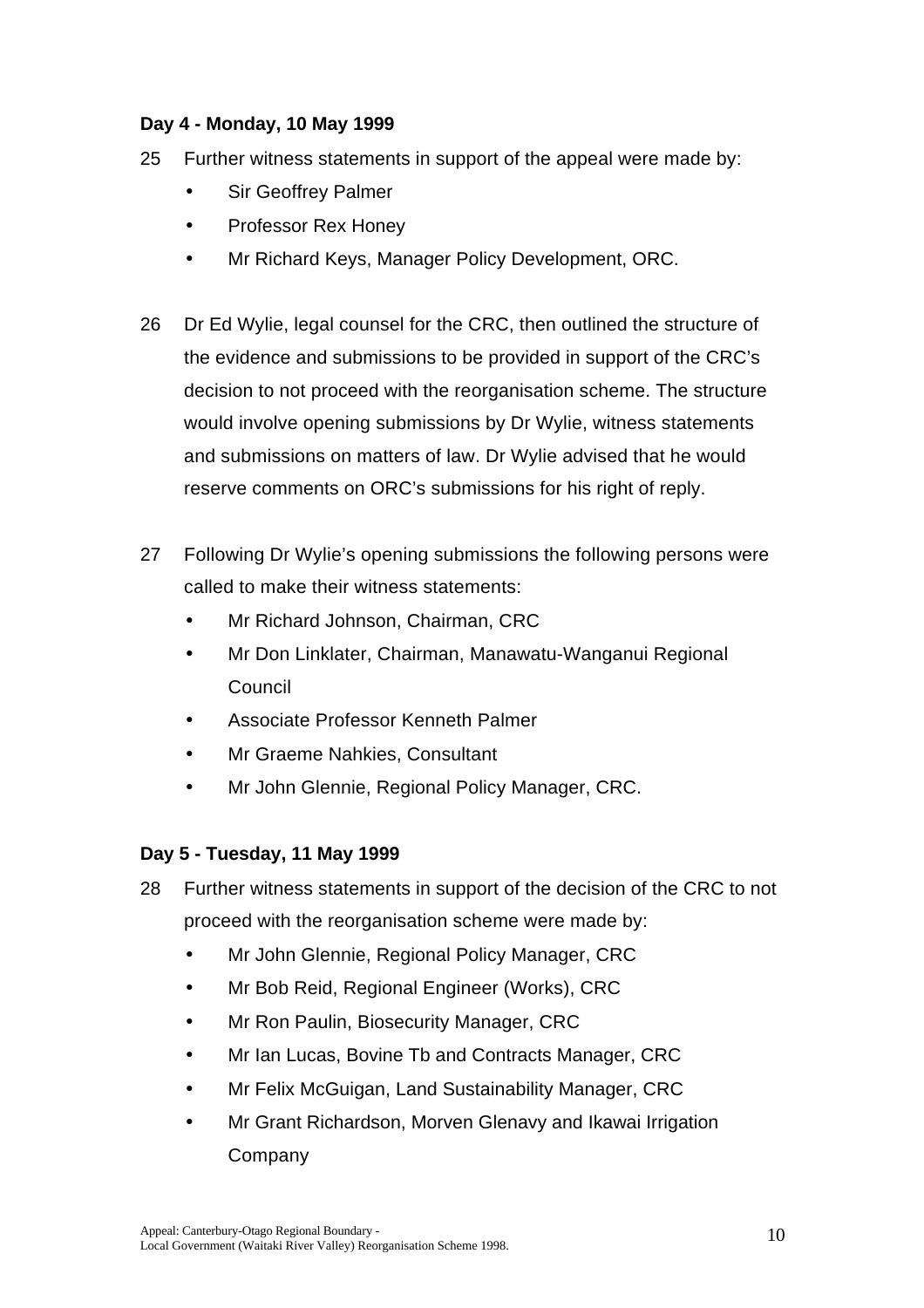**Day 4 - Monday, 10 May 1999**

25 Further witness statements in support of the appeal were made by:

- Sir Geoffrey Palmer
- Professor Rex Honey
- Mr Richard Keys, Manager Policy Development, ORC.

26 Dr Ed Wylie, legal counsel for the CRC, then outlined the structure of the evidence and submissions to be provided in support of the CRC's decision to not proceed with the reorganisation scheme. The structure would involve opening submissions by Dr Wylie, witness statements and submissions on matters of law. Dr Wylie advised that he would reserve comments on ORC's submissions for his right of reply.

27 Following Dr Wylie's opening submissions the following persons were called to make their witness statements:

- Mr Richard Johnson, Chairman, CRC
- Mr Don Linklater, Chairman, Manawatu-Wanganui Regional Council
- Associate Professor Kenneth Palmer
- Mr Graeme Nahkies, Consultant
- Mr John Glennie, Regional Policy Manager, CRC.

**Day 5 - Tuesday, 11 May 1999**

28 Further witness statements in support of the decision of the CRC to not proceed with the reorganisation scheme were made by:

- Mr John Glennie, Regional Policy Manager, CRC
- Mr Bob Reid, Regional Engineer (Works), CRC
- Mr Ron Paulin, Biosecurity Manager, CRC
- Mr Ian Lucas, Bovine Tb and Contracts Manager, CRC
- Mr Felix McGuigan, Land Sustainability Manager, CRC
- Mr Grant Richardson, Morven Glenavy and Ikawai Irrigation Company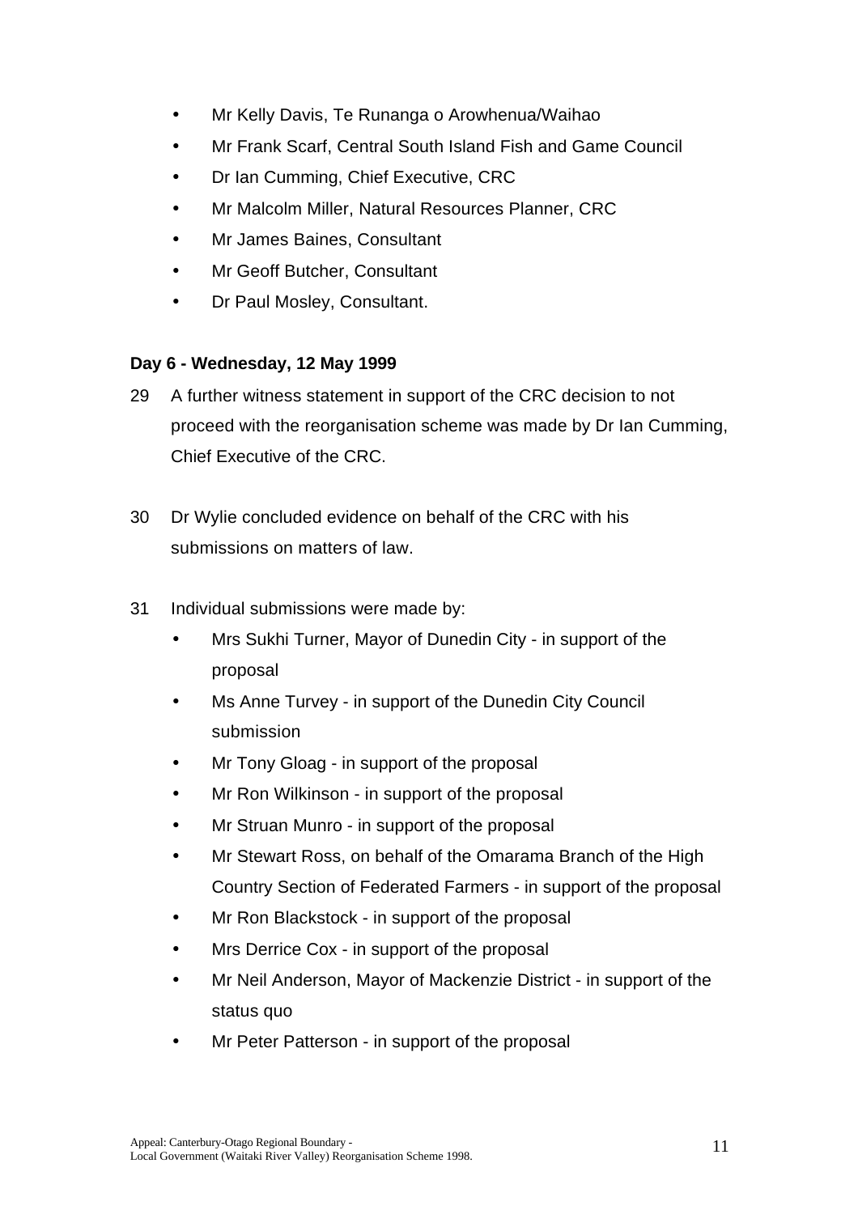- Mr Kelly Davis, Te Runanga o Arowhenua/Waihao
- Mr Frank Scarf, Central South Island Fish and Game Council
- Dr Ian Cumming, Chief Executive, CRC
- Mr Malcolm Miller, Natural Resources Planner, CRC
- Mr James Baines, Consultant
- Mr Geoff Butcher, Consultant
- Dr Paul Mosley, Consultant.

**Day 6 - Wednesday, 12 May 1999**

29 A further witness statement in support of the CRC decision to not proceed with the reorganisation scheme was made by Dr Ian Cumming, Chief Executive of the CRC.

30 Dr Wylie concluded evidence on behalf of the CRC with his submissions on matters of law.

31 Individual submissions were made by:

- Mrs Sukhi Turner, Mayor of Dunedin City - in support of the proposal
- Ms Anne Turvey - in support of the Dunedin City Council submission
- Mr Tony Gloag - in support of the proposal
- Mr Ron Wilkinson - in support of the proposal
- Mr Struan Munro - in support of the proposal
- Mr Stewart Ross, on behalf of the Omarama Branch of the High Country Section of Federated Farmers - in support of the proposal
- Mr Ron Blackstock - in support of the proposal
- Mrs Derrice Cox - in support of the proposal
- Mr Neil Anderson, Mayor of Mackenzie District - in support of the status quo
- Mr Peter Patterson - in support of the proposal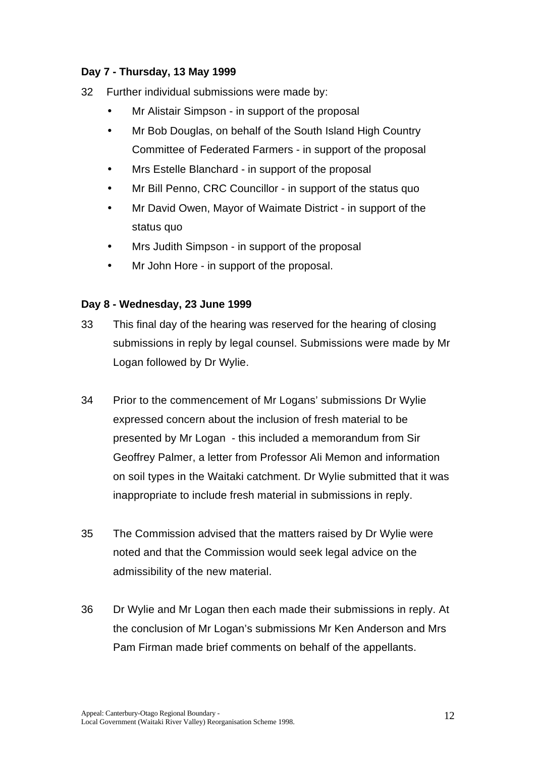**Day 7 - Thursday, 13 May 1999**

32 Further individual submissions were made by:

- Mr Alistair Simpson - in support of the proposal
- Mr Bob Douglas, on behalf of the South Island High Country Committee of Federated Farmers - in support of the proposal
- Mrs Estelle Blanchard - in support of the proposal
- Mr Bill Penno, CRC Councillor - in support of the status quo
- Mr David Owen, Mayor of Waimate District - in support of the status quo
- Mrs Judith Simpson - in support of the proposal
- Mr John Hore - in support of the proposal.

**Day 8 - Wednesday, 23 June 1999**

33 This final day of the hearing was reserved for the hearing of closing submissions in reply by legal counsel. Submissions were made by Mr Logan followed by Dr Wylie.

34 Prior to the commencement of Mr Logans' submissions Dr Wylie expressed concern about the inclusion of fresh material to be presented by Mr Logan - this included a memorandum from Sir Geoffrey Palmer, a letter from Professor Ali Memon and information on soil types in the Waitaki catchment. Dr Wylie submitted that it was inappropriate to include fresh material in submissions in reply.

35 The Commission advised that the matters raised by Dr Wylie were noted and that the Commission would seek legal advice on the admissibility of the new material.

36 Dr Wylie and Mr Logan then each made their submissions in reply. At the conclusion of Mr Logan's submissions Mr Ken Anderson and Mrs Pam Firman made brief comments on behalf of the appellants.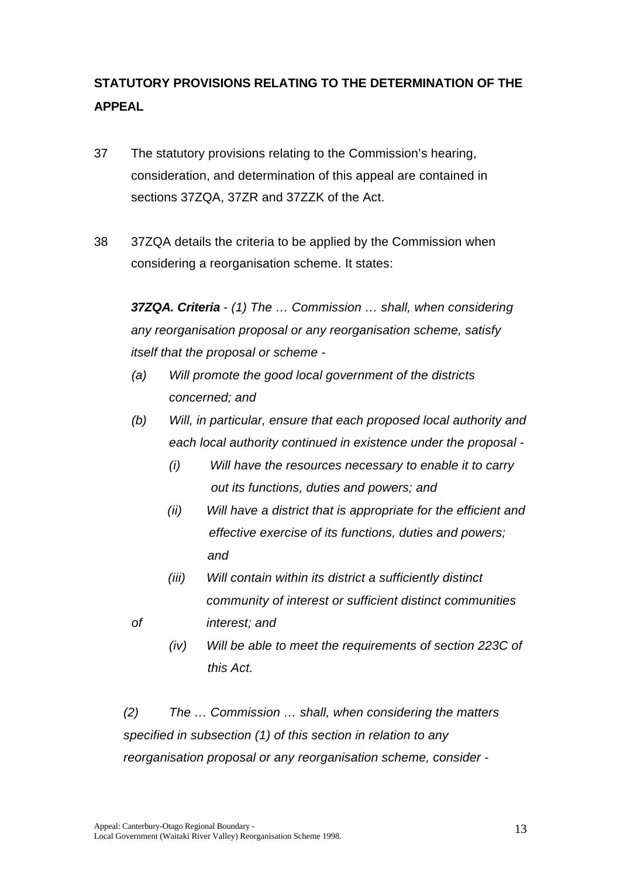## STATUTORY PROVISIONS RELATING TO THE DETERMINATION OF THE APPEAL

37 The statutory provisions relating to the Commission's hearing, consideration, and determination of this appeal are contained in sections 37ZQA, 37ZR and 37ZZK of the Act.

38 37ZQA details the criteria to be applied by the Commission when considering a reorganisation scheme. It states:

> ***37ZQA. Criteria*** *- (1) The … Commission … shall, when considering any reorganisation proposal or any reorganisation scheme, satisfy itself that the proposal or scheme -*
>
> *(a) Will promote the good local government of the districts concerned; and*
>
> *(b) Will, in particular, ensure that each proposed local authority and each local authority continued in existence under the proposal -*
>
> *(i) Will have the resources necessary to enable it to carry out its functions, duties and powers; and*
>
> *(ii) Will have a district that is appropriate for the efficient and effective exercise of its functions, duties and powers; and*
>
> *(iii) Will contain within its district a sufficiently distinct community of interest or sufficient distinct communities of interest; and*
>
> *(iv) Will be able to meet the requirements of section 223C of this Act.*
>
> *(2) The … Commission … shall, when considering the matters specified in subsection (1) of this section in relation to any reorganisation proposal or any reorganisation scheme, consider -*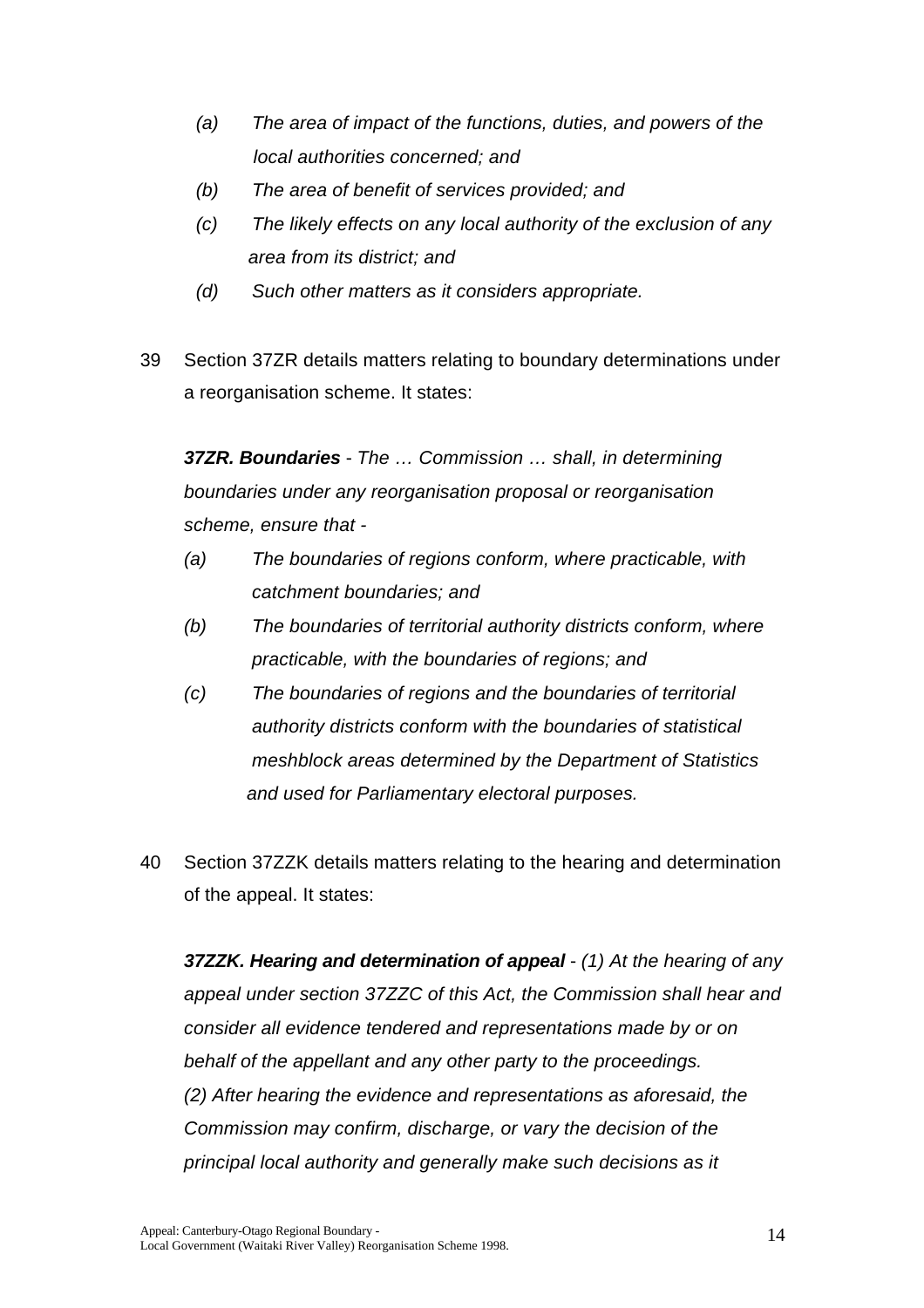*(a) The area of impact of the functions, duties, and powers of the local authorities concerned; and*

*(b) The area of benefit of services provided; and*

*(c) The likely effects on any local authority of the exclusion of any area from its district; and*

*(d) Such other matters as it considers appropriate.*

39 Section 37ZR details matters relating to boundary determinations under a reorganisation scheme. It states:

***37ZR. Boundaries*** *- The … Commission … shall, in determining boundaries under any reorganisation proposal or reorganisation scheme, ensure that -*

*(a) The boundaries of regions conform, where practicable, with catchment boundaries; and*

*(b) The boundaries of territorial authority districts conform, where practicable, with the boundaries of regions; and*

*(c) The boundaries of regions and the boundaries of territorial authority districts conform with the boundaries of statistical meshblock areas determined by the Department of Statistics and used for Parliamentary electoral purposes.*

40 Section 37ZZK details matters relating to the hearing and determination of the appeal. It states:

***37ZZK. Hearing and determination of appeal*** *- (1) At the hearing of any appeal under section 37ZZC of this Act, the Commission shall hear and consider all evidence tendered and representations made by or on behalf of the appellant and any other party to the proceedings.*
*(2) After hearing the evidence and representations as aforesaid, the Commission may confirm, discharge, or vary the decision of the principal local authority and generally make such decisions as it*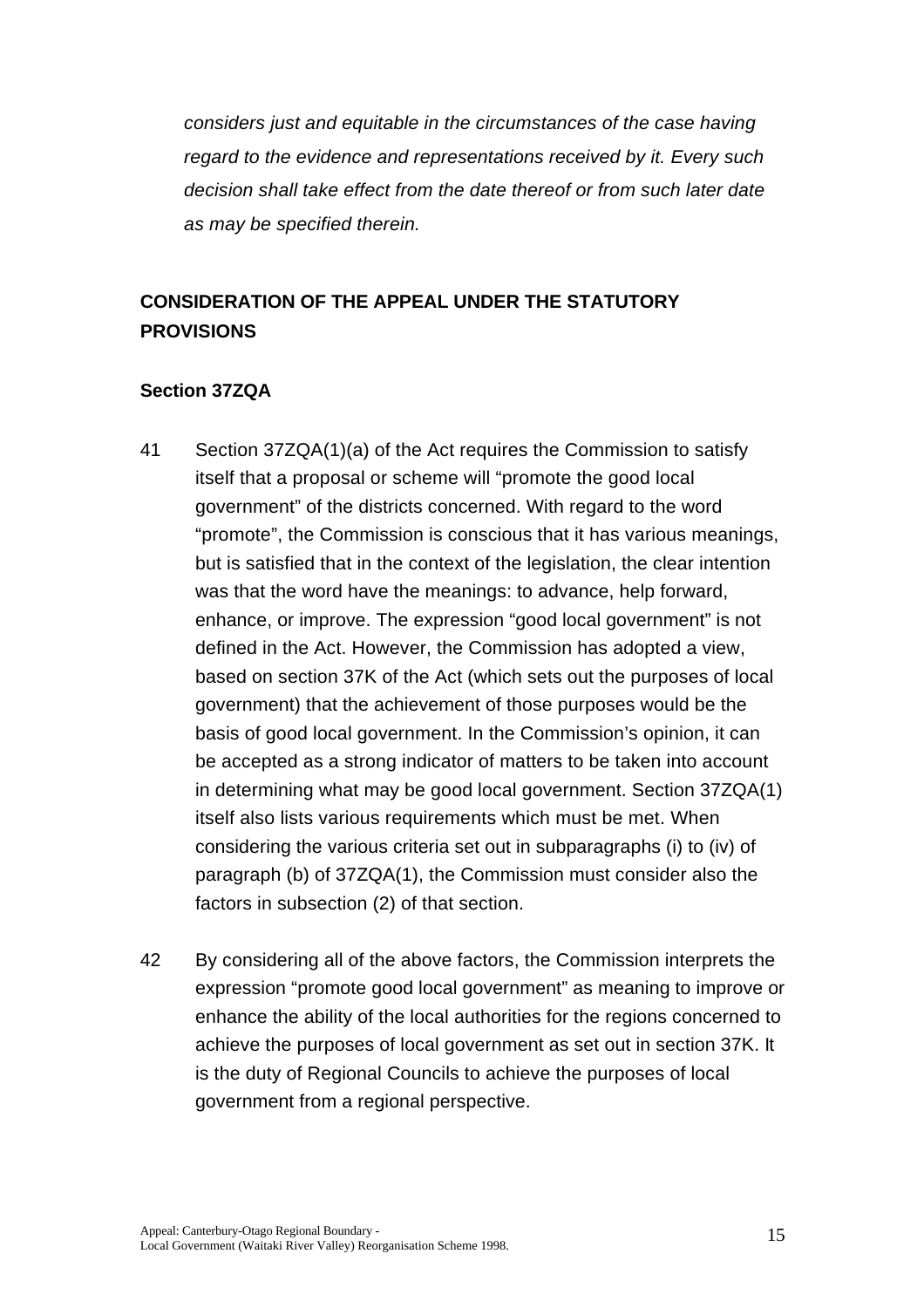*considers just and equitable in the circumstances of the case having regard to the evidence and representations received by it. Every such decision shall take effect from the date thereof or from such later date as may be specified therein.*

## CONSIDERATION OF THE APPEAL UNDER THE STATUTORY PROVISIONS

### Section 37ZQA

41 Section 37ZQA(1)(a) of the Act requires the Commission to satisfy itself that a proposal or scheme will “promote the good local government” of the districts concerned. With regard to the word “promote”, the Commission is conscious that it has various meanings, but is satisfied that in the context of the legislation, the clear intention was that the word have the meanings: to advance, help forward, enhance, or improve. The expression “good local government” is not defined in the Act. However, the Commission has adopted a view, based on section 37K of the Act (which sets out the purposes of local government) that the achievement of those purposes would be the basis of good local government. In the Commission’s opinion, it can be accepted as a strong indicator of matters to be taken into account in determining what may be good local government. Section 37ZQA(1) itself also lists various requirements which must be met. When considering the various criteria set out in subparagraphs (i) to (iv) of paragraph (b) of 37ZQA(1), the Commission must consider also the factors in subsection (2) of that section.

42 By considering all of the above factors, the Commission interprets the expression “promote good local government” as meaning to improve or enhance the ability of the local authorities for the regions concerned to achieve the purposes of local government as set out in section 37K. It is the duty of Regional Councils to achieve the purposes of local government from a regional perspective.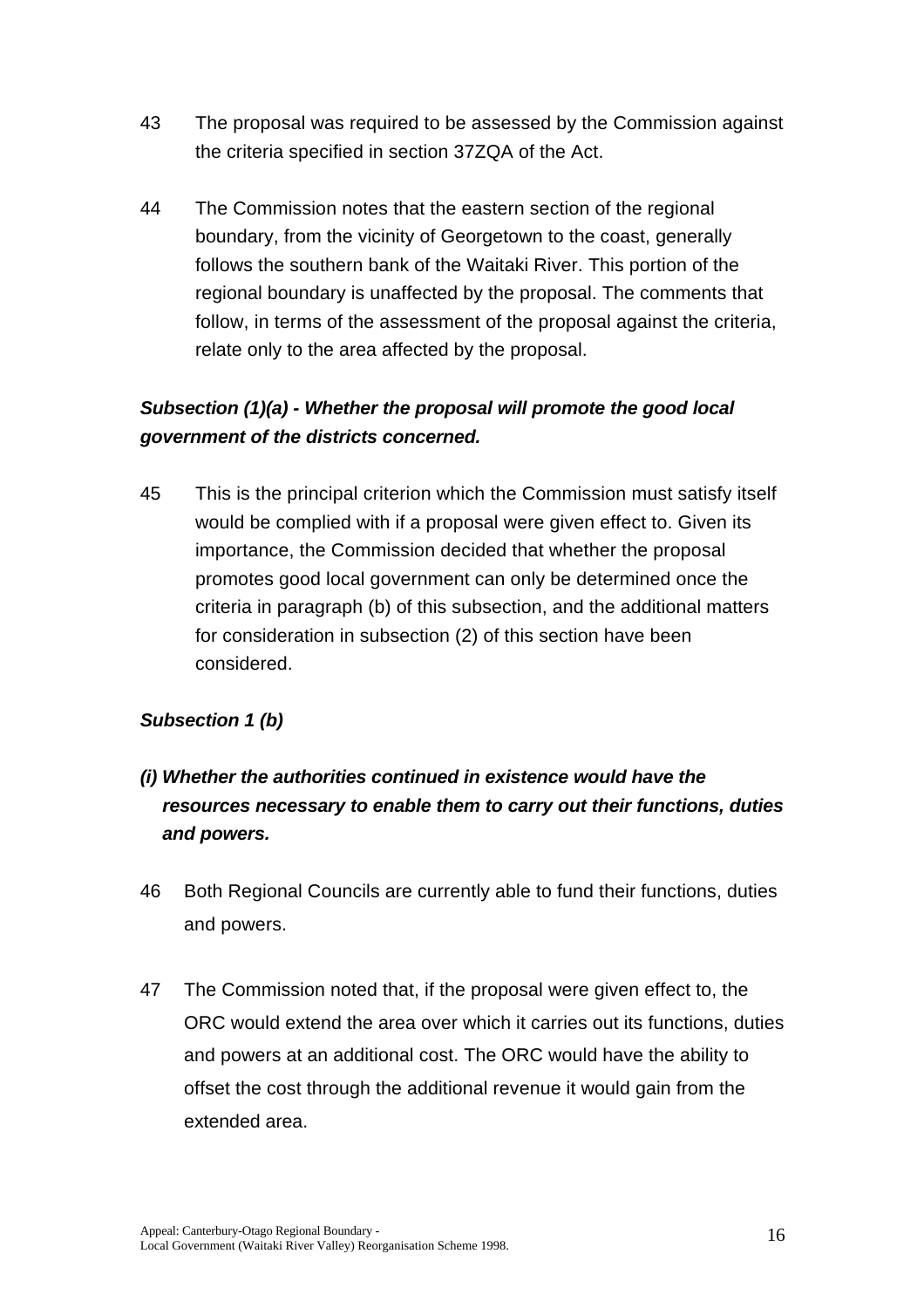43 The proposal was required to be assessed by the Commission against the criteria specified in section 37ZQA of the Act.

44 The Commission notes that the eastern section of the regional boundary, from the vicinity of Georgetown to the coast, generally follows the southern bank of the Waitaki River. This portion of the regional boundary is unaffected by the proposal. The comments that follow, in terms of the assessment of the proposal against the criteria, relate only to the area affected by the proposal.

***Subsection (1)(a) - Whether the proposal will promote the good local government of the districts concerned.***

45 This is the principal criterion which the Commission must satisfy itself would be complied with if a proposal were given effect to. Given its importance, the Commission decided that whether the proposal promotes good local government can only be determined once the criteria in paragraph (b) of this subsection, and the additional matters for consideration in subsection (2) of this section have been considered.

***Subsection 1 (b)***

***(i) Whether the authorities continued in existence would have the resources necessary to enable them to carry out their functions, duties and powers.***

46 Both Regional Councils are currently able to fund their functions, duties and powers.

47 The Commission noted that, if the proposal were given effect to, the ORC would extend the area over which it carries out its functions, duties and powers at an additional cost. The ORC would have the ability to offset the cost through the additional revenue it would gain from the extended area.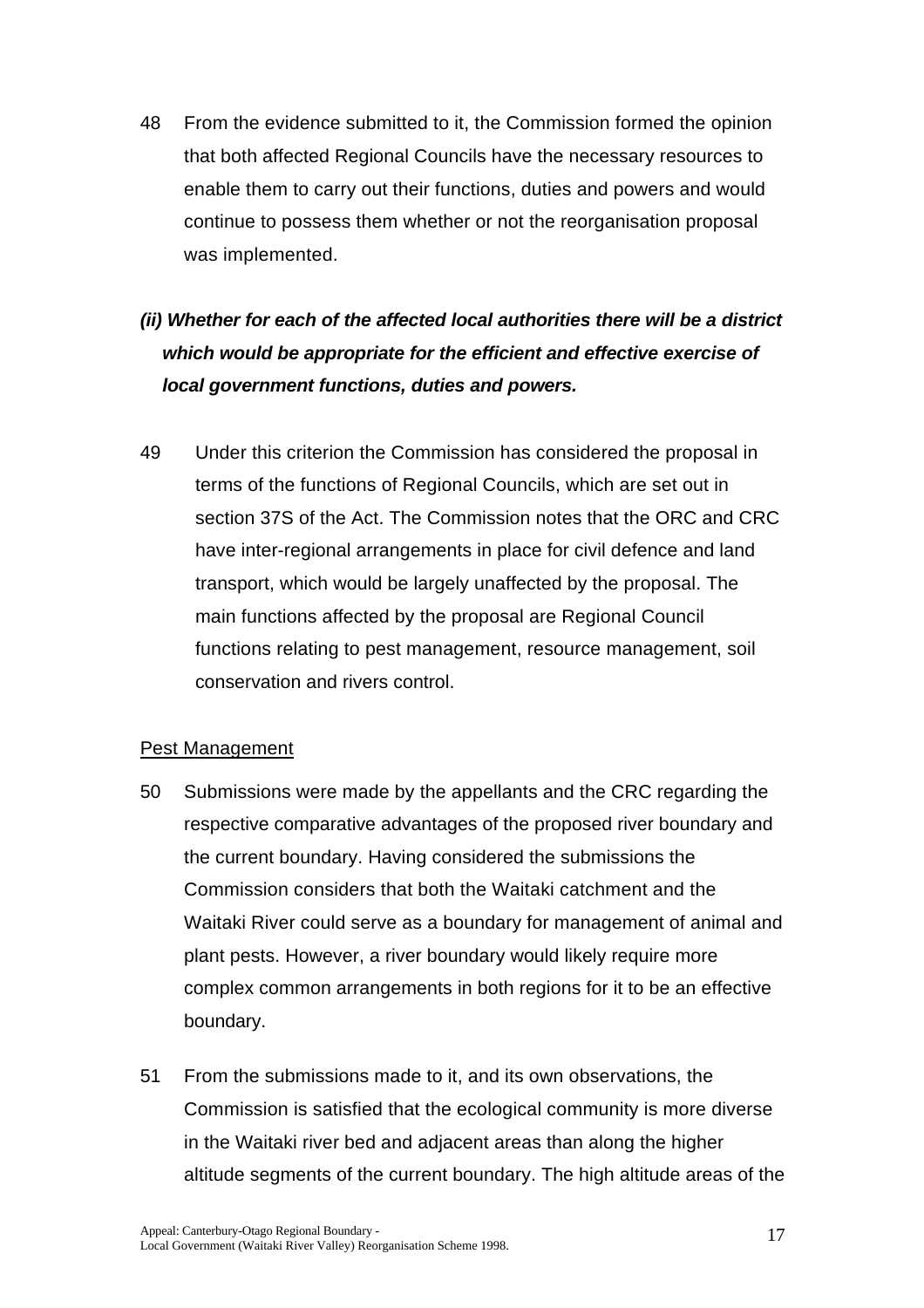48 From the evidence submitted to it, the Commission formed the opinion that both affected Regional Councils have the necessary resources to enable them to carry out their functions, duties and powers and would continue to possess them whether or not the reorganisation proposal was implemented.

***(ii) Whether for each of the affected local authorities there will be a district which would be appropriate for the efficient and effective exercise of local government functions, duties and powers.***

49 Under this criterion the Commission has considered the proposal in terms of the functions of Regional Councils, which are set out in section 37S of the Act. The Commission notes that the ORC and CRC have inter-regional arrangements in place for civil defence and land transport, which would be largely unaffected by the proposal. The main functions affected by the proposal are Regional Council functions relating to pest management, resource management, soil conservation and rivers control.

<u>Pest Management</u>

50 Submissions were made by the appellants and the CRC regarding the respective comparative advantages of the proposed river boundary and the current boundary. Having considered the submissions the Commission considers that both the Waitaki catchment and the Waitaki River could serve as a boundary for management of animal and plant pests. However, a river boundary would likely require more complex common arrangements in both regions for it to be an effective boundary.

51 From the submissions made to it, and its own observations, the Commission is satisfied that the ecological community is more diverse in the Waitaki river bed and adjacent areas than along the higher altitude segments of the current boundary. The high altitude areas of the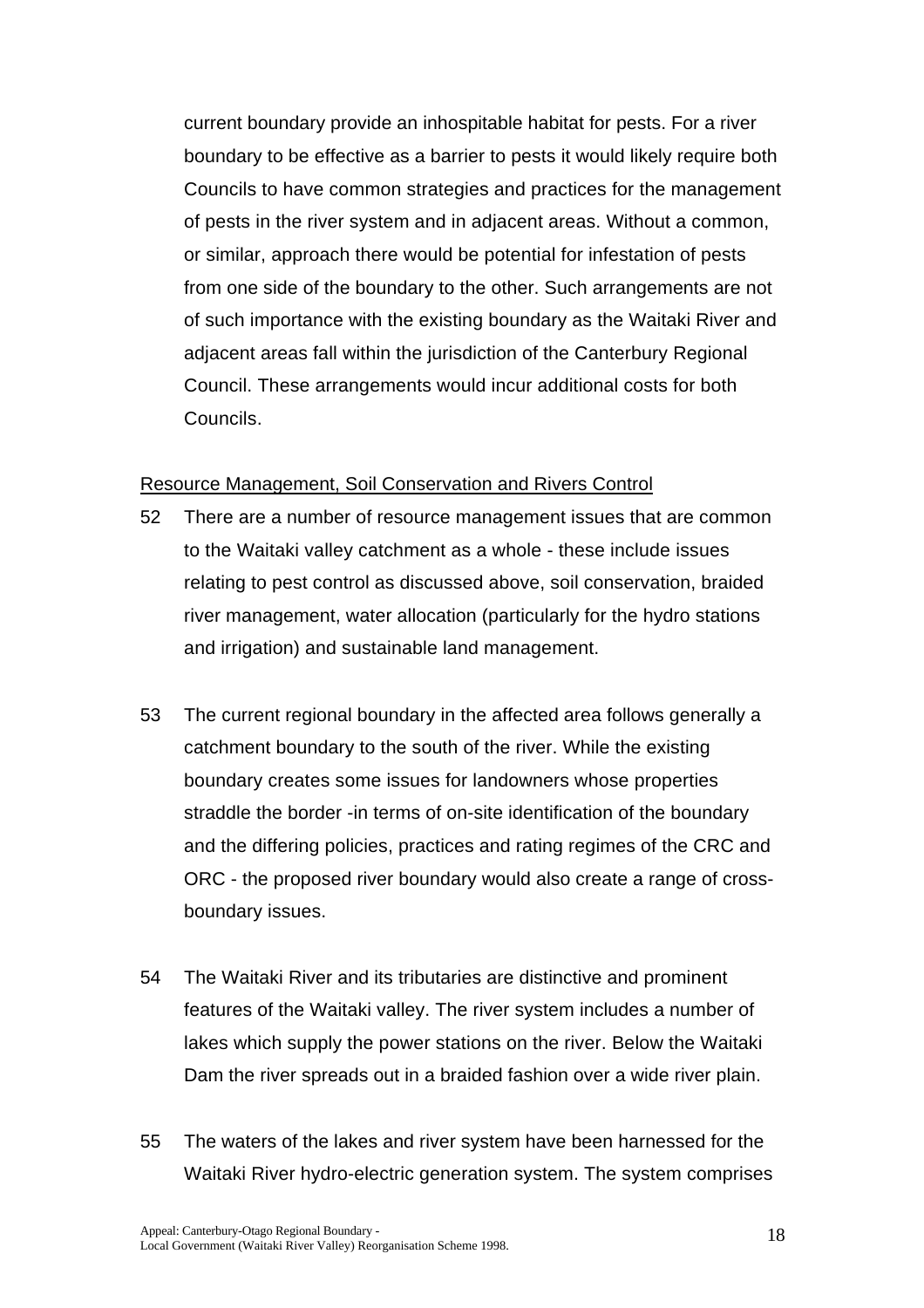current boundary provide an inhospitable habitat for pests. For a river boundary to be effective as a barrier to pests it would likely require both Councils to have common strategies and practices for the management of pests in the river system and in adjacent areas. Without a common, or similar, approach there would be potential for infestation of pests from one side of the boundary to the other. Such arrangements are not of such importance with the existing boundary as the Waitaki River and adjacent areas fall within the jurisdiction of the Canterbury Regional Council. These arrangements would incur additional costs for both Councils.

<u>Resource Management, Soil Conservation and Rivers Control</u>

52 There are a number of resource management issues that are common to the Waitaki valley catchment as a whole - these include issues relating to pest control as discussed above, soil conservation, braided river management, water allocation (particularly for the hydro stations and irrigation) and sustainable land management.

53 The current regional boundary in the affected area follows generally a catchment boundary to the south of the river. While the existing boundary creates some issues for landowners whose properties straddle the border -in terms of on-site identification of the boundary and the differing policies, practices and rating regimes of the CRC and ORC - the proposed river boundary would also create a range of cross-boundary issues.

54 The Waitaki River and its tributaries are distinctive and prominent features of the Waitaki valley. The river system includes a number of lakes which supply the power stations on the river. Below the Waitaki Dam the river spreads out in a braided fashion over a wide river plain.

55 The waters of the lakes and river system have been harnessed for the Waitaki River hydro-electric generation system. The system comprises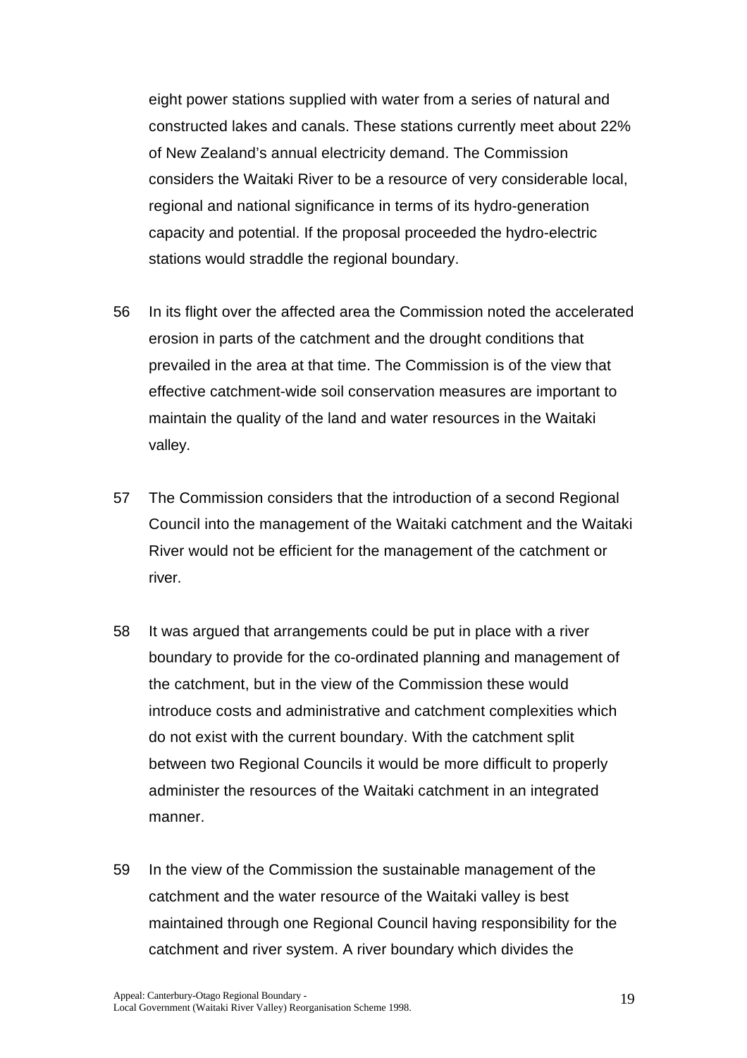eight power stations supplied with water from a series of natural and constructed lakes and canals. These stations currently meet about 22% of New Zealand's annual electricity demand. The Commission considers the Waitaki River to be a resource of very considerable local, regional and national significance in terms of its hydro-generation capacity and potential. If the proposal proceeded the hydro-electric stations would straddle the regional boundary.

56 In its flight over the affected area the Commission noted the accelerated erosion in parts of the catchment and the drought conditions that prevailed in the area at that time. The Commission is of the view that effective catchment-wide soil conservation measures are important to maintain the quality of the land and water resources in the Waitaki valley.

57 The Commission considers that the introduction of a second Regional Council into the management of the Waitaki catchment and the Waitaki River would not be efficient for the management of the catchment or river.

58 It was argued that arrangements could be put in place with a river boundary to provide for the co-ordinated planning and management of the catchment, but in the view of the Commission these would introduce costs and administrative and catchment complexities which do not exist with the current boundary. With the catchment split between two Regional Councils it would be more difficult to properly administer the resources of the Waitaki catchment in an integrated manner.

59 In the view of the Commission the sustainable management of the catchment and the water resource of the Waitaki valley is best maintained through one Regional Council having responsibility for the catchment and river system. A river boundary which divides the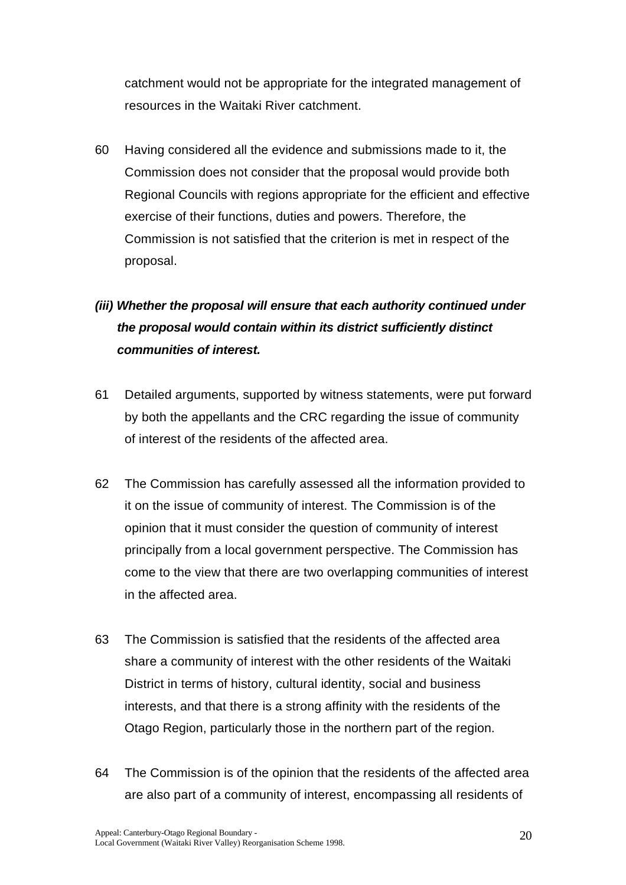catchment would not be appropriate for the integrated management of resources in the Waitaki River catchment.

60 Having considered all the evidence and submissions made to it, the Commission does not consider that the proposal would provide both Regional Councils with regions appropriate for the efficient and effective exercise of their functions, duties and powers. Therefore, the Commission is not satisfied that the criterion is met in respect of the proposal.

***(iii) Whether the proposal will ensure that each authority continued under the proposal would contain within its district sufficiently distinct communities of interest.***

61 Detailed arguments, supported by witness statements, were put forward by both the appellants and the CRC regarding the issue of community of interest of the residents of the affected area.

62 The Commission has carefully assessed all the information provided to it on the issue of community of interest. The Commission is of the opinion that it must consider the question of community of interest principally from a local government perspective. The Commission has come to the view that there are two overlapping communities of interest in the affected area.

63 The Commission is satisfied that the residents of the affected area share a community of interest with the other residents of the Waitaki District in terms of history, cultural identity, social and business interests, and that there is a strong affinity with the residents of the Otago Region, particularly those in the northern part of the region.

64 The Commission is of the opinion that the residents of the affected area are also part of a community of interest, encompassing all residents of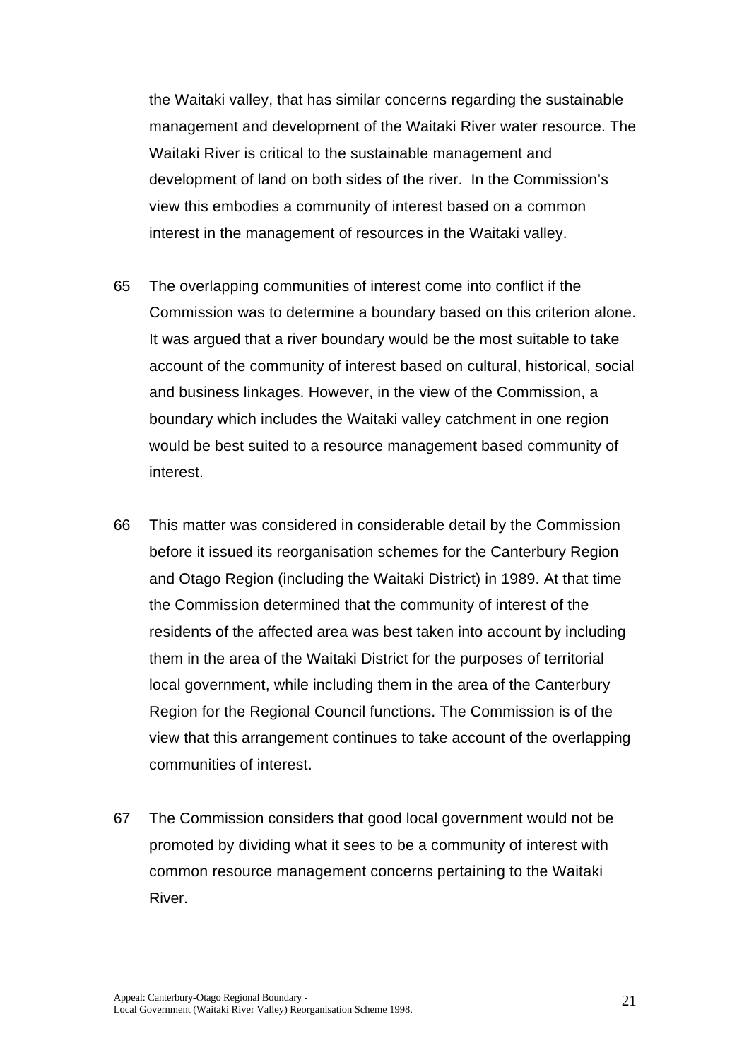the Waitaki valley, that has similar concerns regarding the sustainable management and development of the Waitaki River water resource. The Waitaki River is critical to the sustainable management and development of land on both sides of the river. In the Commission's view this embodies a community of interest based on a common interest in the management of resources in the Waitaki valley.

65 The overlapping communities of interest come into conflict if the Commission was to determine a boundary based on this criterion alone. It was argued that a river boundary would be the most suitable to take account of the community of interest based on cultural, historical, social and business linkages. However, in the view of the Commission, a boundary which includes the Waitaki valley catchment in one region would be best suited to a resource management based community of interest.

66 This matter was considered in considerable detail by the Commission before it issued its reorganisation schemes for the Canterbury Region and Otago Region (including the Waitaki District) in 1989. At that time the Commission determined that the community of interest of the residents of the affected area was best taken into account by including them in the area of the Waitaki District for the purposes of territorial local government, while including them in the area of the Canterbury Region for the Regional Council functions. The Commission is of the view that this arrangement continues to take account of the overlapping communities of interest.

67 The Commission considers that good local government would not be promoted by dividing what it sees to be a community of interest with common resource management concerns pertaining to the Waitaki River.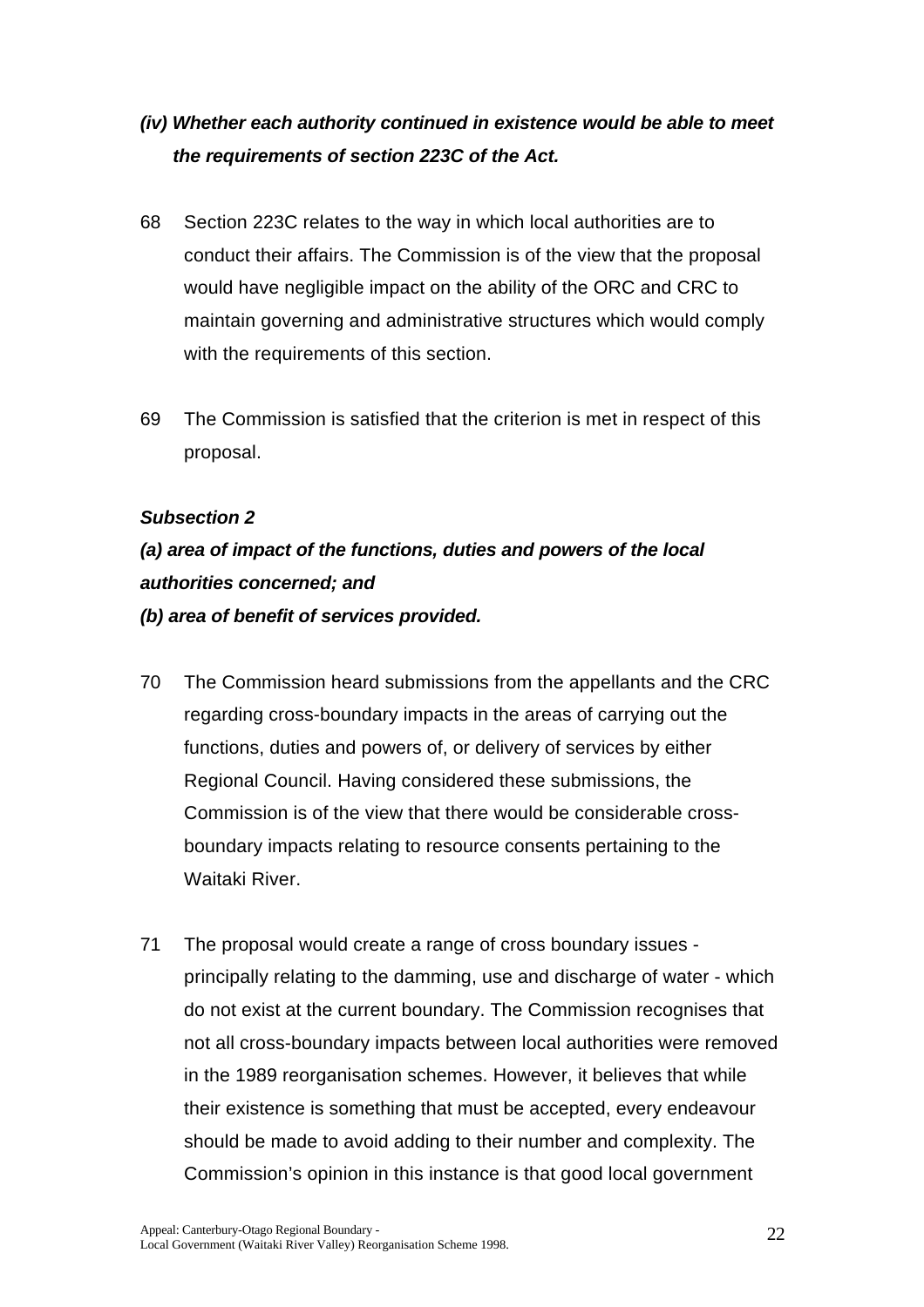***(iv) Whether each authority continued in existence would be able to meet the requirements of section 223C of the Act.***

68 Section 223C relates to the way in which local authorities are to conduct their affairs. The Commission is of the view that the proposal would have negligible impact on the ability of the ORC and CRC to maintain governing and administrative structures which would comply with the requirements of this section.

69 The Commission is satisfied that the criterion is met in respect of this proposal.

***Subsection 2***

***(a) area of impact of the functions, duties and powers of the local authorities concerned; and***

***(b) area of benefit of services provided.***

70 The Commission heard submissions from the appellants and the CRC regarding cross-boundary impacts in the areas of carrying out the functions, duties and powers of, or delivery of services by either Regional Council. Having considered these submissions, the Commission is of the view that there would be considerable cross-boundary impacts relating to resource consents pertaining to the Waitaki River.

71 The proposal would create a range of cross boundary issues - principally relating to the damming, use and discharge of water - which do not exist at the current boundary. The Commission recognises that not all cross-boundary impacts between local authorities were removed in the 1989 reorganisation schemes. However, it believes that while their existence is something that must be accepted, every endeavour should be made to avoid adding to their number and complexity. The Commission's opinion in this instance is that good local government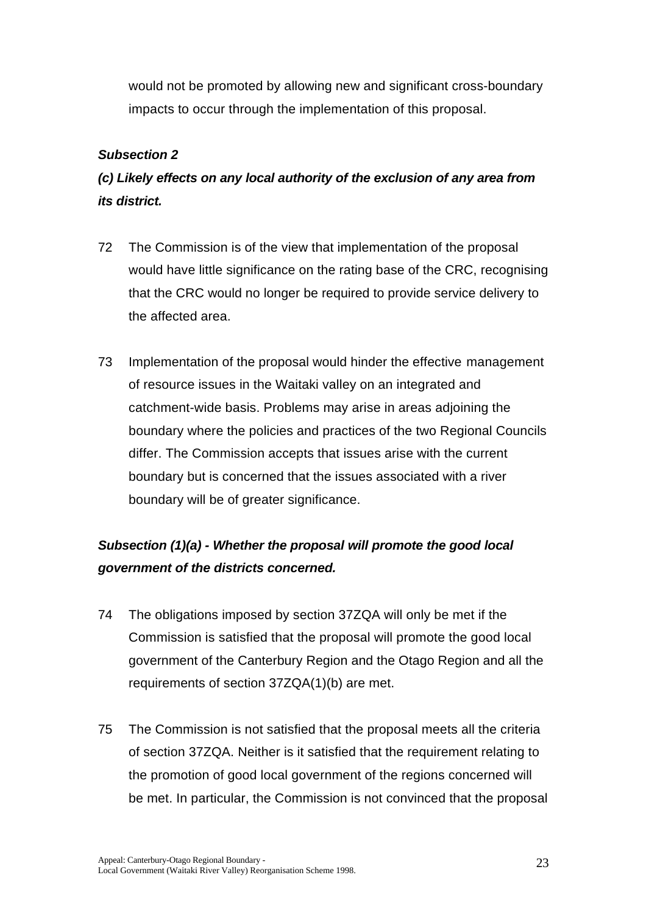would not be promoted by allowing new and significant cross-boundary impacts to occur through the implementation of this proposal.

***Subsection 2***

***(c) Likely effects on any local authority of the exclusion of any area from its district.***

72 The Commission is of the view that implementation of the proposal would have little significance on the rating base of the CRC, recognising that the CRC would no longer be required to provide service delivery to the affected area.

73 Implementation of the proposal would hinder the effective management of resource issues in the Waitaki valley on an integrated and catchment-wide basis. Problems may arise in areas adjoining the boundary where the policies and practices of the two Regional Councils differ. The Commission accepts that issues arise with the current boundary but is concerned that the issues associated with a river boundary will be of greater significance.

***Subsection (1)(a) - Whether the proposal will promote the good local government of the districts concerned.***

74 The obligations imposed by section 37ZQA will only be met if the Commission is satisfied that the proposal will promote the good local government of the Canterbury Region and the Otago Region and all the requirements of section 37ZQA(1)(b) are met.

75 The Commission is not satisfied that the proposal meets all the criteria of section 37ZQA. Neither is it satisfied that the requirement relating to the promotion of good local government of the regions concerned will be met. In particular, the Commission is not convinced that the proposal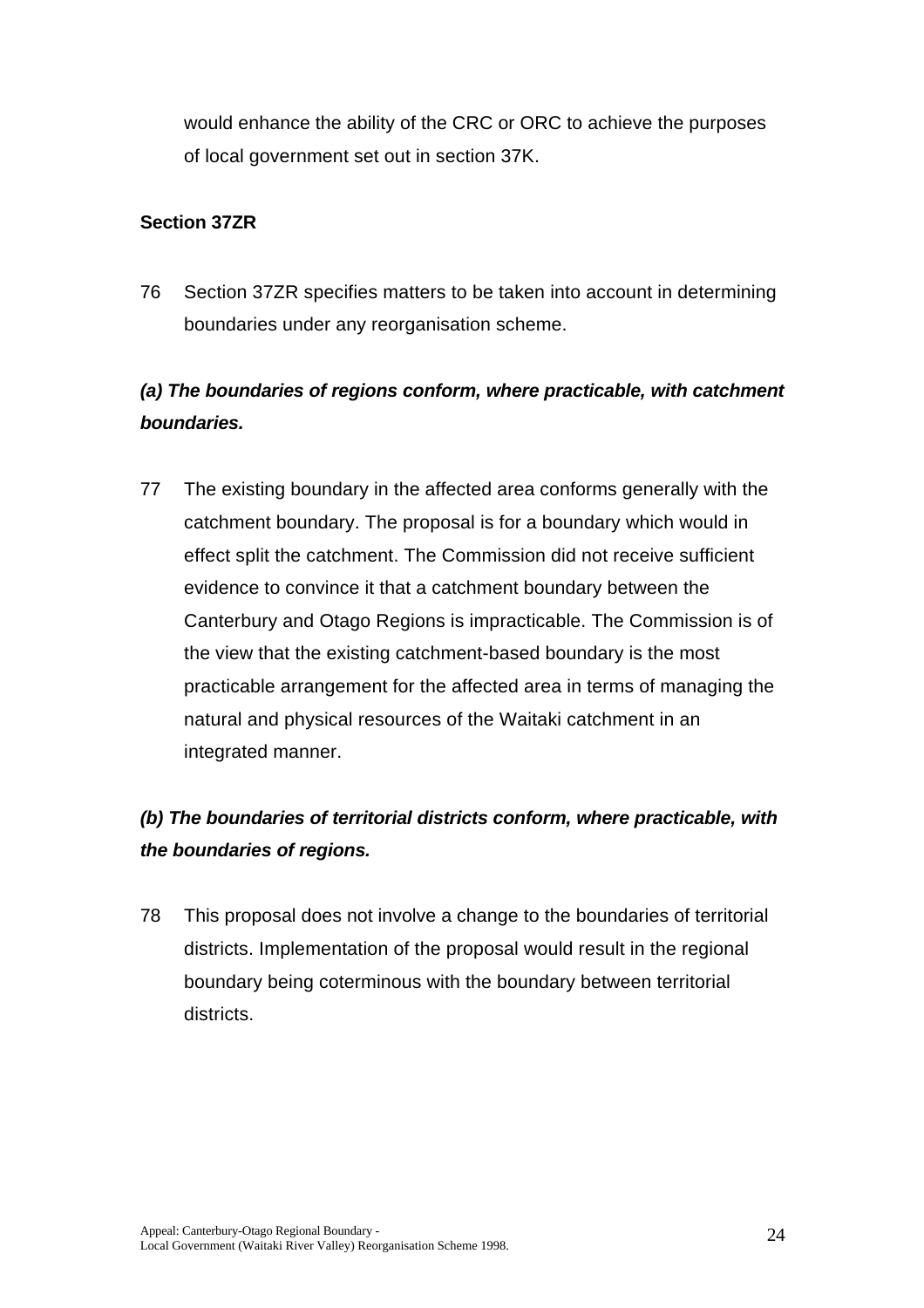would enhance the ability of the CRC or ORC to achieve the purposes of local government set out in section 37K.

**Section 37ZR**

76 Section 37ZR specifies matters to be taken into account in determining boundaries under any reorganisation scheme.

***(a) The boundaries of regions conform, where practicable, with catchment boundaries.***

77 The existing boundary in the affected area conforms generally with the catchment boundary. The proposal is for a boundary which would in effect split the catchment. The Commission did not receive sufficient evidence to convince it that a catchment boundary between the Canterbury and Otago Regions is impracticable. The Commission is of the view that the existing catchment-based boundary is the most practicable arrangement for the affected area in terms of managing the natural and physical resources of the Waitaki catchment in an integrated manner.

***(b) The boundaries of territorial districts conform, where practicable, with the boundaries of regions.***

78 This proposal does not involve a change to the boundaries of territorial districts. Implementation of the proposal would result in the regional boundary being coterminous with the boundary between territorial districts.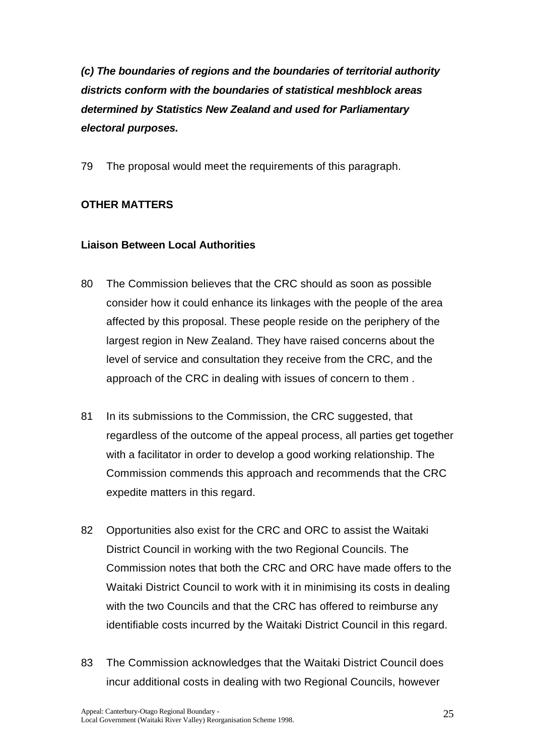***(c) The boundaries of regions and the boundaries of territorial authority districts conform with the boundaries of statistical meshblock areas determined by Statistics New Zealand and used for Parliamentary electoral purposes.***

79 The proposal would meet the requirements of this paragraph.

**OTHER MATTERS**

**Liaison Between Local Authorities**

80 The Commission believes that the CRC should as soon as possible consider how it could enhance its linkages with the people of the area affected by this proposal. These people reside on the periphery of the largest region in New Zealand. They have raised concerns about the level of service and consultation they receive from the CRC, and the approach of the CRC in dealing with issues of concern to them .

81 In its submissions to the Commission, the CRC suggested, that regardless of the outcome of the appeal process, all parties get together with a facilitator in order to develop a good working relationship. The Commission commends this approach and recommends that the CRC expedite matters in this regard.

82 Opportunities also exist for the CRC and ORC to assist the Waitaki District Council in working with the two Regional Councils. The Commission notes that both the CRC and ORC have made offers to the Waitaki District Council to work with it in minimising its costs in dealing with the two Councils and that the CRC has offered to reimburse any identifiable costs incurred by the Waitaki District Council in this regard.

83 The Commission acknowledges that the Waitaki District Council does incur additional costs in dealing with two Regional Councils, however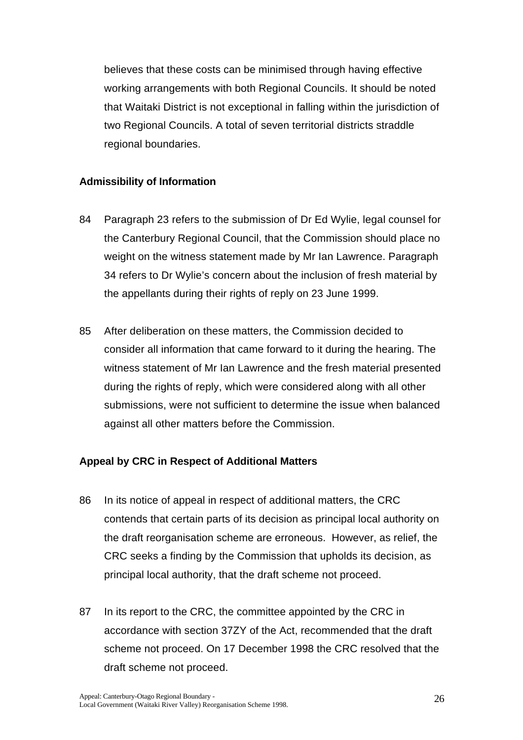believes that these costs can be minimised through having effective working arrangements with both Regional Councils. It should be noted that Waitaki District is not exceptional in falling within the jurisdiction of two Regional Councils. A total of seven territorial districts straddle regional boundaries.

**Admissibility of Information**

84 Paragraph 23 refers to the submission of Dr Ed Wylie, legal counsel for the Canterbury Regional Council, that the Commission should place no weight on the witness statement made by Mr Ian Lawrence. Paragraph 34 refers to Dr Wylie's concern about the inclusion of fresh material by the appellants during their rights of reply on 23 June 1999.

85 After deliberation on these matters, the Commission decided to consider all information that came forward to it during the hearing. The witness statement of Mr Ian Lawrence and the fresh material presented during the rights of reply, which were considered along with all other submissions, were not sufficient to determine the issue when balanced against all other matters before the Commission.

**Appeal by CRC in Respect of Additional Matters**

86 In its notice of appeal in respect of additional matters, the CRC contends that certain parts of its decision as principal local authority on the draft reorganisation scheme are erroneous. However, as relief, the CRC seeks a finding by the Commission that upholds its decision, as principal local authority, that the draft scheme not proceed.

87 In its report to the CRC, the committee appointed by the CRC in accordance with section 37ZY of the Act, recommended that the draft scheme not proceed. On 17 December 1998 the CRC resolved that the draft scheme not proceed.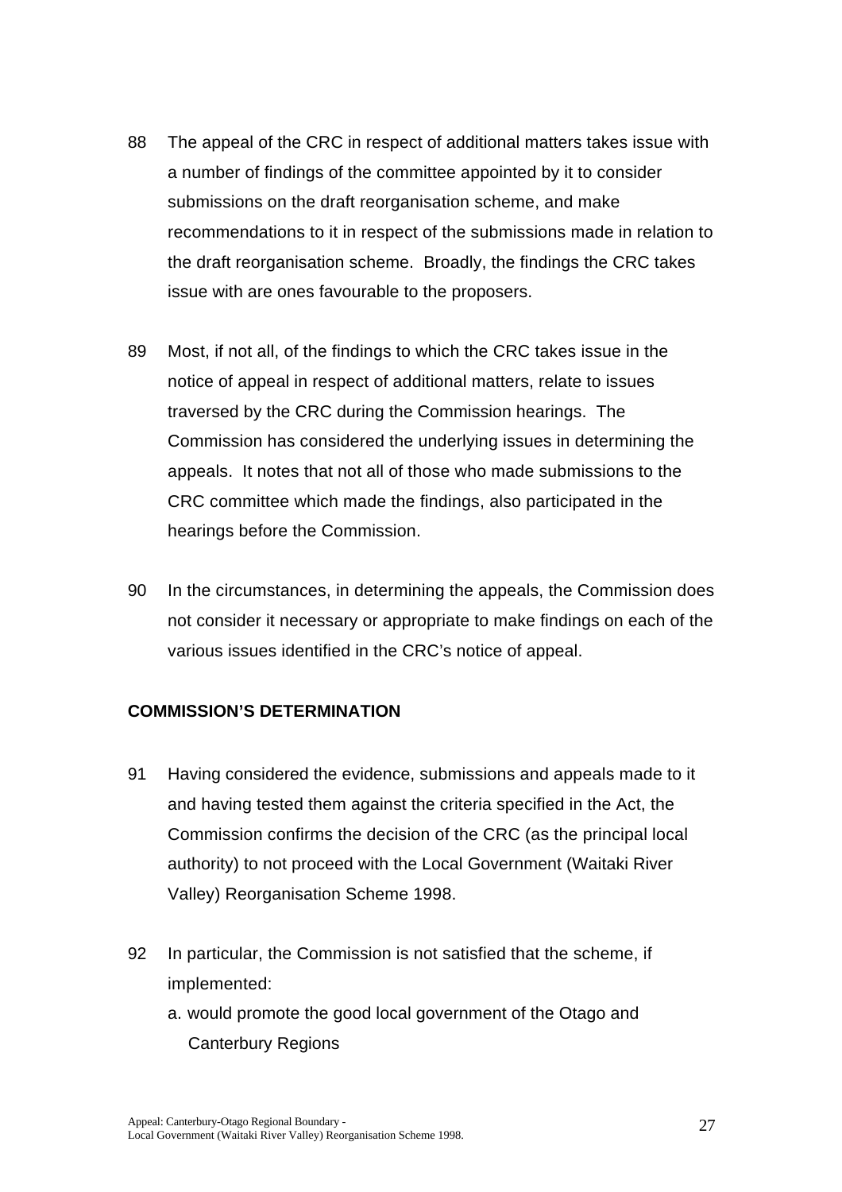88 The appeal of the CRC in respect of additional matters takes issue with a number of findings of the committee appointed by it to consider submissions on the draft reorganisation scheme, and make recommendations to it in respect of the submissions made in relation to the draft reorganisation scheme. Broadly, the findings the CRC takes issue with are ones favourable to the proposers.

89 Most, if not all, of the findings to which the CRC takes issue in the notice of appeal in respect of additional matters, relate to issues traversed by the CRC during the Commission hearings. The Commission has considered the underlying issues in determining the appeals. It notes that not all of those who made submissions to the CRC committee which made the findings, also participated in the hearings before the Commission.

90 In the circumstances, in determining the appeals, the Commission does not consider it necessary or appropriate to make findings on each of the various issues identified in the CRC's notice of appeal.

**COMMISSION'S DETERMINATION**

91 Having considered the evidence, submissions and appeals made to it and having tested them against the criteria specified in the Act, the Commission confirms the decision of the CRC (as the principal local authority) to not proceed with the Local Government (Waitaki River Valley) Reorganisation Scheme 1998.

92 In particular, the Commission is not satisfied that the scheme, if implemented:

a. would promote the good local government of the Otago and Canterbury Regions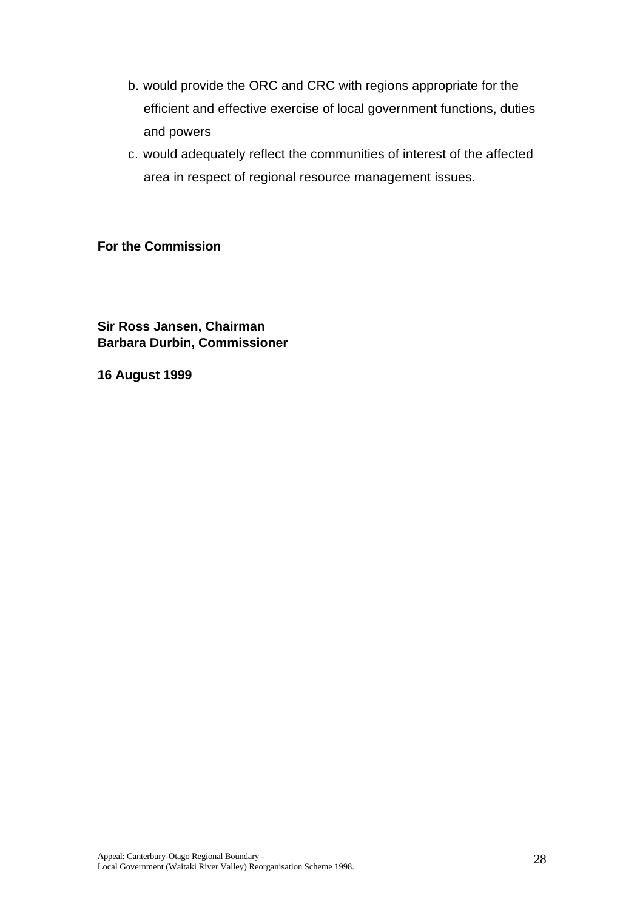b. would provide the ORC and CRC with regions appropriate for the efficient and effective exercise of local government functions, duties and powers

c. would adequately reflect the communities of interest of the affected area in respect of regional resource management issues.

**For the Commission**

**Sir Ross Jansen, Chairman**
**Barbara Durbin, Commissioner**

**16 August 1999**